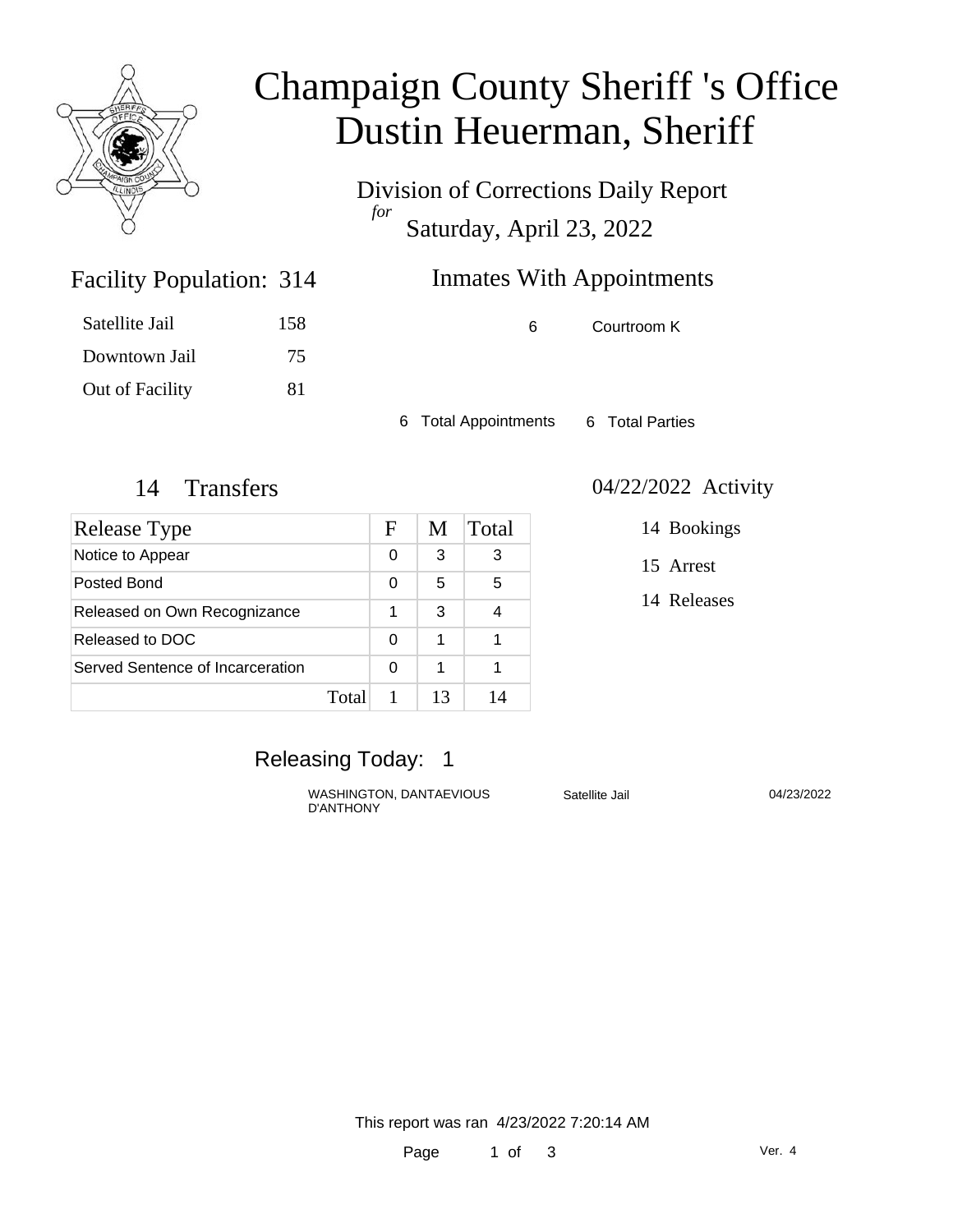# Champaign County Sheriff 's Office
# Dustin Heuerman, Sheriff

Division of Corrections Daily Report
*for*
Saturday, April 23, 2022

## Facility Population: 314

| | |
|---|---|
| Satellite Jail | 158 |
| Downtown Jail | 75 |
| Out of Facility | 81 |

## Inmates With Appointments

| | |
|---|---|
| 6 | Courtroom K |

6 Total Appointments    6 Total Parties

## 14 Transfers

| Release Type | F | M | Total |
|---|---|---|---|
| Notice to Appear | 0 | 3 | 3 |
| Posted Bond | 0 | 5 | 5 |
| Released on Own Recognizance | 1 | 3 | 4 |
| Released to DOC | 0 | 1 | 1 |
| Served Sentence of Incarceration | 0 | 1 | 1 |
| Total | 1 | 13 | 14 |

## 04/22/2022 Activity

14 Bookings

15 Arrest

14 Releases

## Releasing Today: 1

| | | |
|---|---|---|
| WASHINGTON, DANTAEVIOUS D'ANTHONY | Satellite Jail | 04/23/2022 |

This report was ran 4/23/2022 7:20:14 AM

Ver. 4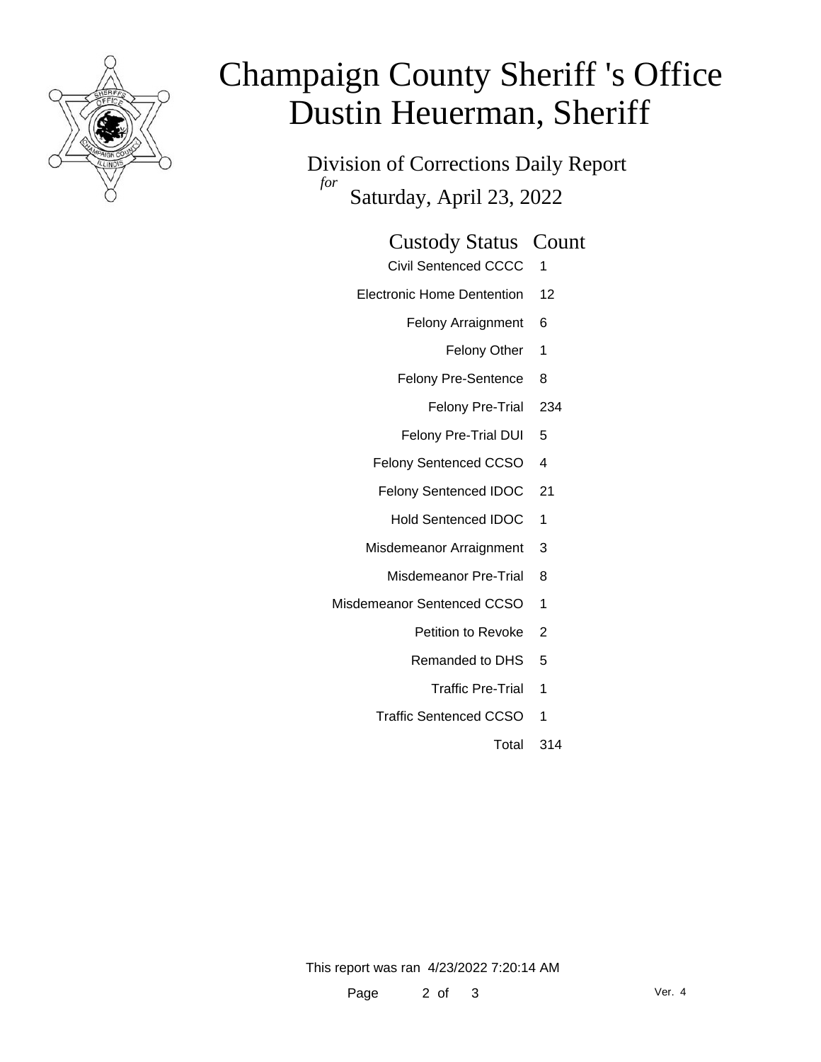# Champaign County Sheriff 's Office
# Dustin Heuerman, Sheriff

Division of Corrections Daily Report
*for*
Saturday, April 23, 2022

| Custody Status | Count |
|---|---|
| Civil Sentenced CCCC | 1 |
| Electronic Home Dentention | 12 |
| Felony Arraignment | 6 |
| Felony Other | 1 |
| Felony Pre-Sentence | 8 |
| Felony Pre-Trial | 234 |
| Felony Pre-Trial DUI | 5 |
| Felony Sentenced CCSO | 4 |
| Felony Sentenced IDOC | 21 |
| Hold Sentenced IDOC | 1 |
| Misdemeanor Arraignment | 3 |
| Misdemeanor Pre-Trial | 8 |
| Misdemeanor Sentenced CCSO | 1 |
| Petition to Revoke | 2 |
| Remanded to DHS | 5 |
| Traffic Pre-Trial | 1 |
| Traffic Sentenced CCSO | 1 |
| Total | 314 |

This report was ran 4/23/2022 7:20:14 AM

Ver. 4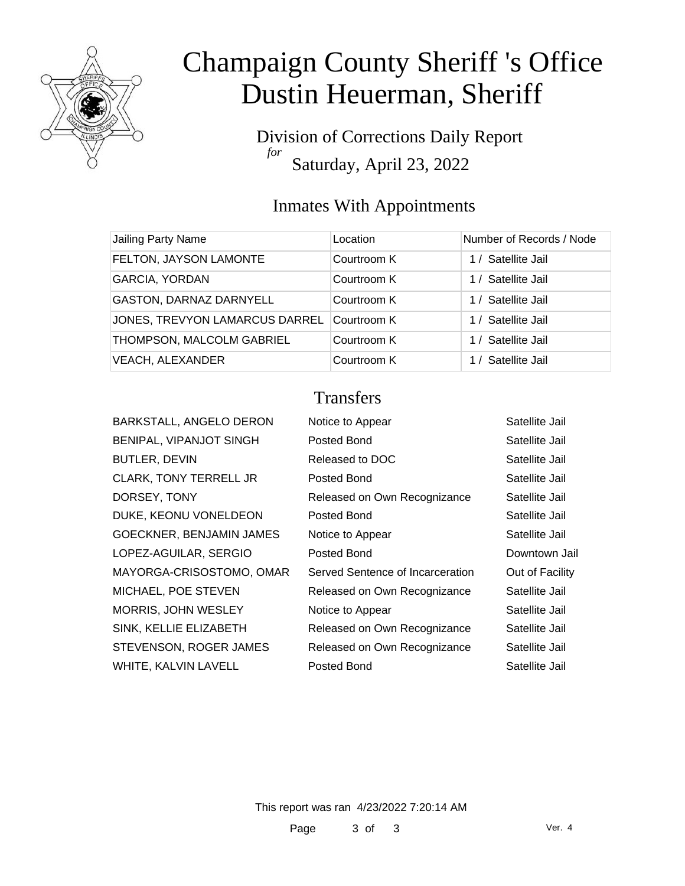# Champaign County Sheriff 's Office
# Dustin Heuerman, Sheriff

Division of Corrections Daily Report
*for*
Saturday, April 23, 2022

## Inmates With Appointments

| Jailing Party Name | Location | Number of Records / Node |
|---|---|---|
| FELTON, JAYSON LAMONTE | Courtroom K | 1 / Satellite Jail |
| GARCIA, YORDAN | Courtroom K | 1 / Satellite Jail |
| GASTON, DARNAZ DARNYELL | Courtroom K | 1 / Satellite Jail |
| JONES, TREVYON LAMARCUS DARREL | Courtroom K | 1 / Satellite Jail |
| THOMPSON, MALCOLM GABRIEL | Courtroom K | 1 / Satellite Jail |
| VEACH, ALEXANDER | Courtroom K | 1 / Satellite Jail |

## Transfers

| | | |
|---|---|---|
| BARKSTALL, ANGELO DERON | Notice to Appear | Satellite Jail |
| BENIPAL, VIPANJOT SINGH | Posted Bond | Satellite Jail |
| BUTLER, DEVIN | Released to DOC | Satellite Jail |
| CLARK, TONY TERRELL JR | Posted Bond | Satellite Jail |
| DORSEY, TONY | Released on Own Recognizance | Satellite Jail |
| DUKE, KEONU VONELDEON | Posted Bond | Satellite Jail |
| GOECKNER, BENJAMIN JAMES | Notice to Appear | Satellite Jail |
| LOPEZ-AGUILAR, SERGIO | Posted Bond | Downtown Jail |
| MAYORGA-CRISOSTOMO, OMAR | Served Sentence of Incarceration | Out of Facility |
| MICHAEL, POE STEVEN | Released on Own Recognizance | Satellite Jail |
| MORRIS, JOHN WESLEY | Notice to Appear | Satellite Jail |
| SINK, KELLIE ELIZABETH | Released on Own Recognizance | Satellite Jail |
| STEVENSON, ROGER JAMES | Released on Own Recognizance | Satellite Jail |
| WHITE, KALVIN LAVELL | Posted Bond | Satellite Jail |

This report was ran 4/23/2022 7:20:14 AM